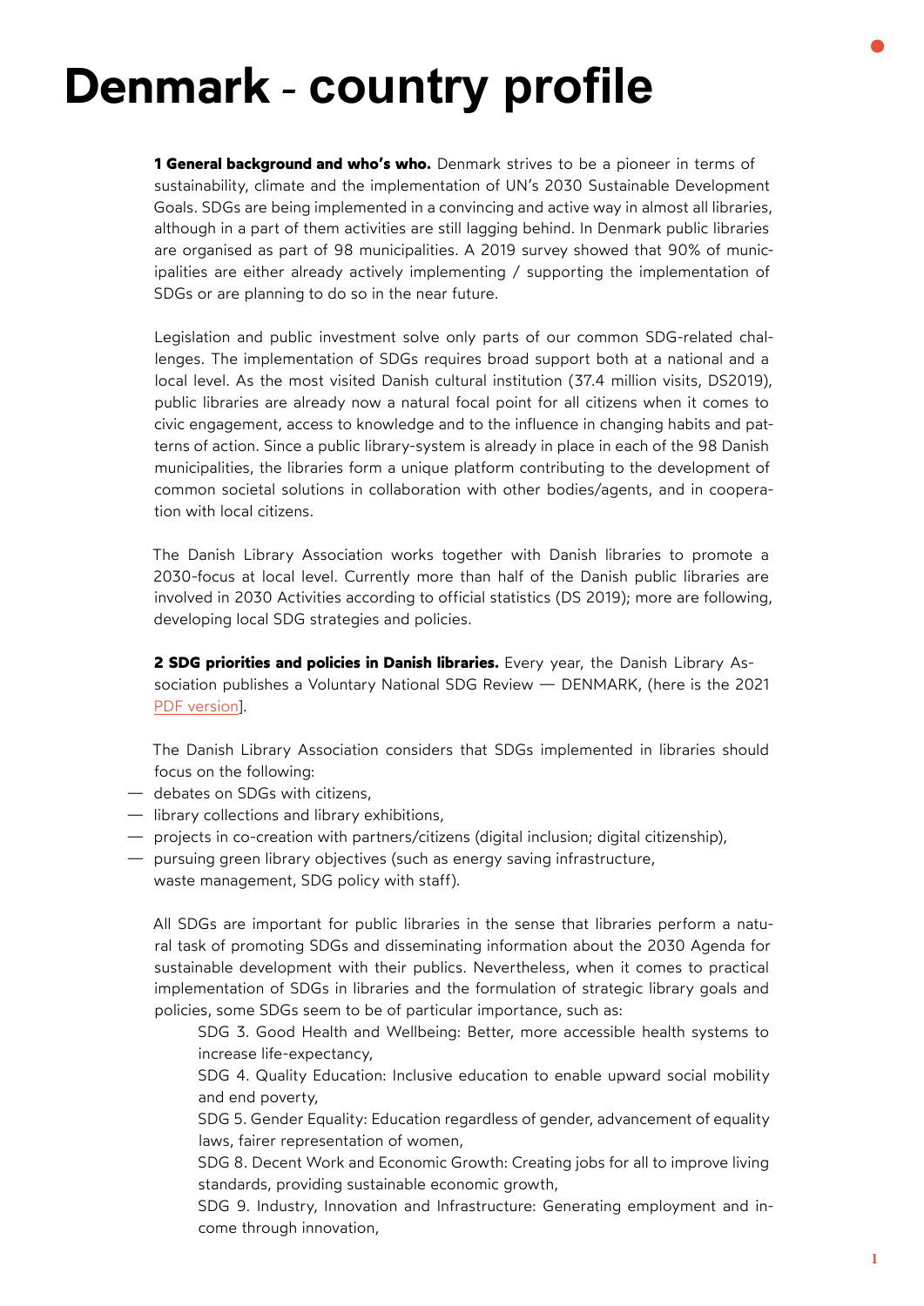# Denmark - country profile

**1 General background and who's who.** Denmark strives to be a pioneer in terms of sustainability, climate and the implementation of UN's 2030 Sustainable Development Goals. SDGs are being implemented in a convincing and active way in almost all libraries, although in a part of them activities are still lagging behind. In Denmark public libraries are organised as part of 98 municipalities. A 2019 survey showed that 90% of municipalities are either already actively implementing / supporting the implementation of SDGs or are planning to do so in the near future.

Legislation and public investment solve only parts of our common SDG-related challenges. The implementation of SDGs requires broad support both at a national and a local level. As the most visited Danish cultural institution (37.4 million visits, DS2019), public libraries are already now a natural focal point for all citizens when it comes to civic engagement, access to knowledge and to the influence in changing habits and patterns of action. Since a public library-system is already in place in each of the 98 Danish municipalities, the libraries form a unique platform contributing to the development of common societal solutions in collaboration with other bodies/agents, and in cooperation with local citizens.

The Danish Library Association works together with Danish libraries to promote a 2030-focus at local level. Currently more than half of the Danish public libraries are involved in 2030 Activities according to official statistics (DS 2019); more are following, developing local SDG strategies and policies.

**2 SDG priorities and policies in Danish libraries.** Every year, the Danish Library Association publishes a Voluntary National SDG Review — DENMARK, (here is the 2021 PDF version].

The Danish Library Association considers that SDGs implemented in libraries should focus on the following:

- debates on SDGs with citizens,
- library collections and library exhibitions,
- projects in co-creation with partners/citizens (digital inclusion; digital citizenship),
- pursuing green library objectives (such as energy saving infrastructure, waste management, SDG policy with staff).

All SDGs are important for public libraries in the sense that libraries perform a natural task of promoting SDGs and disseminating information about the 2030 Agenda for sustainable development with their publics. Nevertheless, when it comes to practical implementation of SDGs in libraries and the formulation of strategic library goals and policies, some SDGs seem to be of particular importance, such as:

SDG 3. Good Health and Wellbeing: Better, more accessible health systems to increase life-expectancy,

SDG 4. Quality Education: Inclusive education to enable upward social mobility and end poverty,

SDG 5. Gender Equality: Education regardless of gender, advancement of equality laws, fairer representation of women,

SDG 8. Decent Work and Economic Growth: Creating jobs for all to improve living standards, providing sustainable economic growth,

SDG 9. Industry, Innovation and Infrastructure: Generating employment and income through innovation,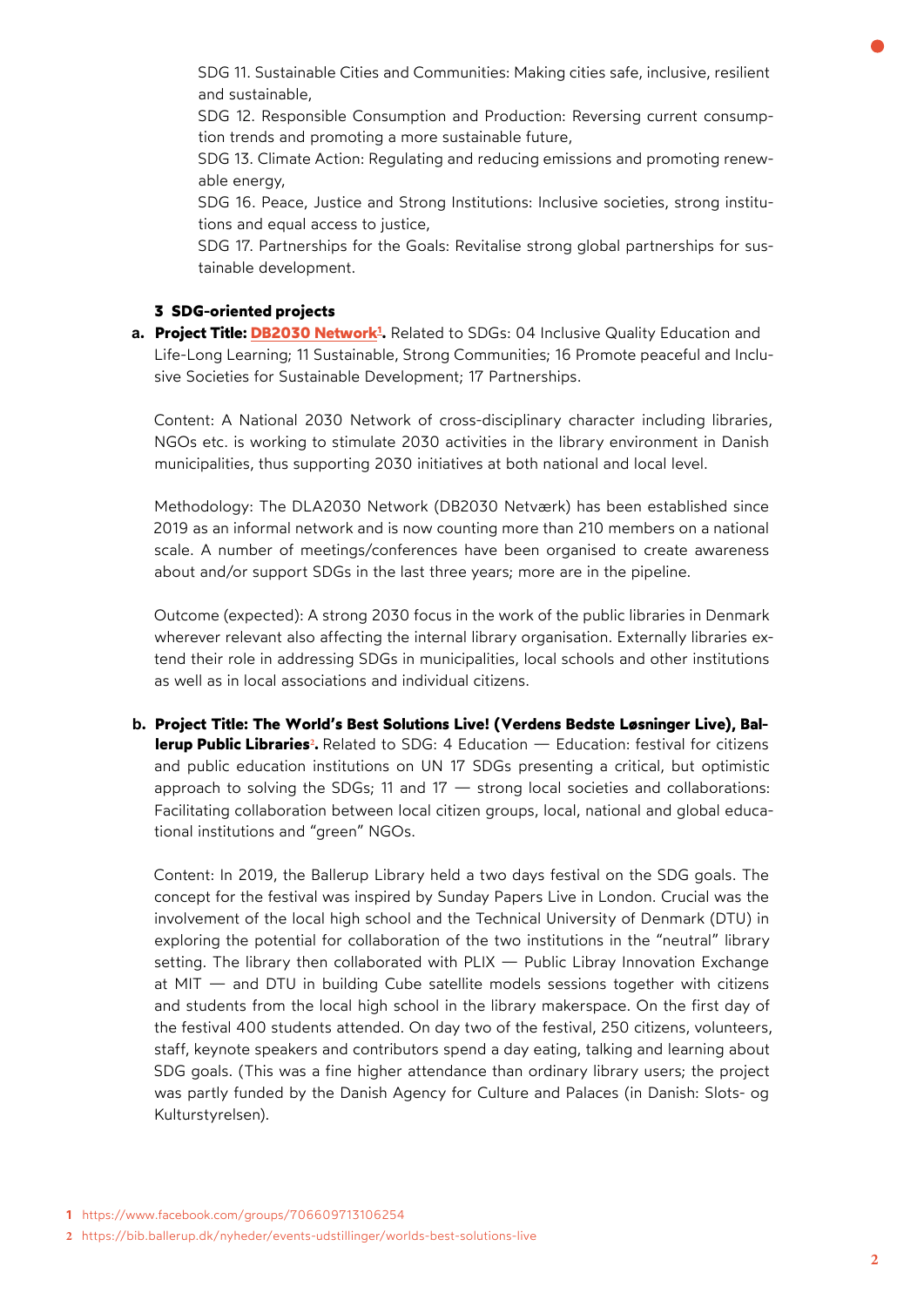SDG 11. Sustainable Cities and Communities: Making cities safe, inclusive, resilient and sustainable,

SDG 12. Responsible Consumption and Production: Reversing current consumption trends and promoting a more sustainable future,

SDG 13. Climate Action: Regulating and reducing emissions and promoting renewable energy,

SDG 16. Peace, Justice and Strong Institutions: Inclusive societies, strong institutions and equal access to justice,

SDG 17. Partnerships for the Goals: Revitalise strong global partnerships for sustainable development.

### 3 SDG-oriented projects

**a. Project Title: DB2030 Network[1].** Related to SDGs: 04 Inclusive Quality Education and Life-Long Learning; 11 Sustainable, Strong Communities; 16 Promote peaceful and Inclusive Societies for Sustainable Development; 17 Partnerships.

Content: A National 2030 Network of cross-disciplinary character including libraries, NGOs etc. is working to stimulate 2030 activities in the library environment in Danish municipalities, thus supporting 2030 initiatives at both national and local level.

Methodology: The DLA2030 Network (DB2030 Netværk) has been established since 2019 as an informal network and is now counting more than 210 members on a national scale. A number of meetings/conferences have been organised to create awareness about and/or support SDGs in the last three years; more are in the pipeline.

Outcome (expected): A strong 2030 focus in the work of the public libraries in Denmark wherever relevant also affecting the internal library organisation. Externally libraries extend their role in addressing SDGs in municipalities, local schools and other institutions as well as in local associations and individual citizens.

**b. Project Title: The World's Best Solutions Live! (Verdens Bedste Løsninger Live), Ballerup Public Libraries[2].** Related to SDG: 4 Education — Education: festival for citizens and public education institutions on UN 17 SDGs presenting a critical, but optimistic approach to solving the SDGs; 11 and 17 — strong local societies and collaborations: Facilitating collaboration between local citizen groups, local, national and global educational institutions and "green" NGOs.

Content: In 2019, the Ballerup Library held a two days festival on the SDG goals. The concept for the festival was inspired by Sunday Papers Live in London. Crucial was the involvement of the local high school and the Technical University of Denmark (DTU) in exploring the potential for collaboration of the two institutions in the "neutral" library setting. The library then collaborated with PLIX — Public Libray Innovation Exchange at MIT — and DTU in building Cube satellite models sessions together with citizens and students from the local high school in the library makerspace. On the first day of the festival 400 students attended. On day two of the festival, 250 citizens, volunteers, staff, keynote speakers and contributors spend a day eating, talking and learning about SDG goals. (This was a fine higher attendance than ordinary library users; the project was partly funded by the Danish Agency for Culture and Palaces (in Danish: Slots- og Kulturstyrelsen).

1 https://www.facebook.com/groups/706609713106254

2 https://bib.ballerup.dk/nyheder/events-udstillinger/worlds-best-solutions-live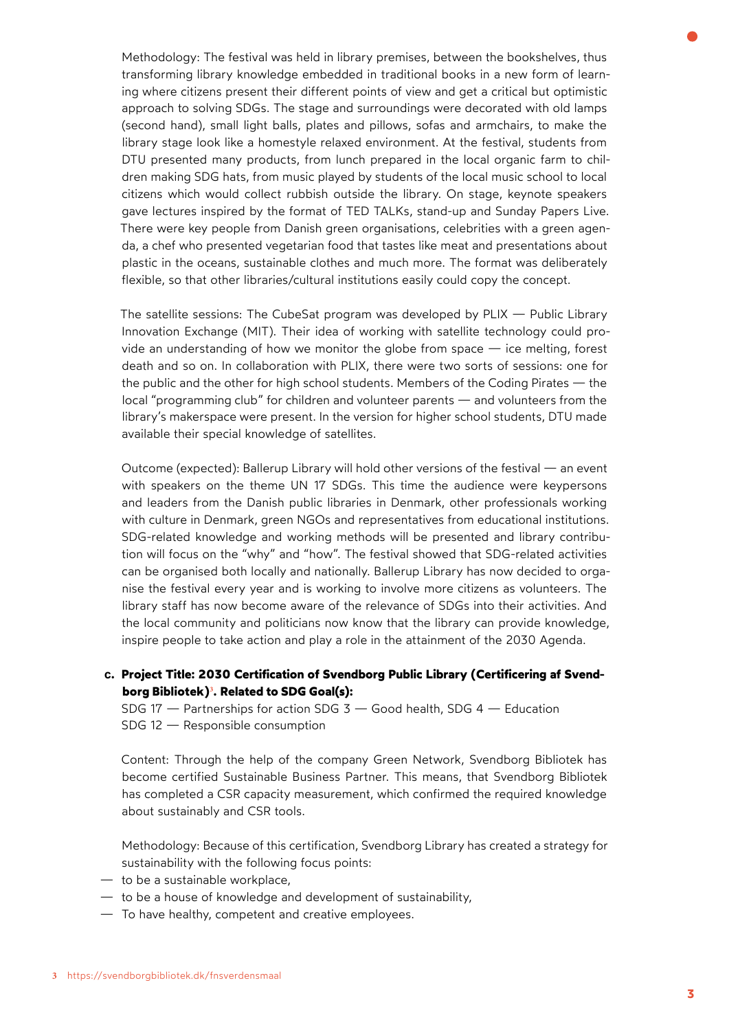Methodology: The festival was held in library premises, between the bookshelves, thus transforming library knowledge embedded in traditional books in a new form of learning where citizens present their different points of view and get a critical but optimistic approach to solving SDGs. The stage and surroundings were decorated with old lamps (second hand), small light balls, plates and pillows, sofas and armchairs, to make the library stage look like a homestyle relaxed environment. At the festival, students from DTU presented many products, from lunch prepared in the local organic farm to children making SDG hats, from music played by students of the local music school to local citizens which would collect rubbish outside the library. On stage, keynote speakers gave lectures inspired by the format of TED TALKs, stand-up and Sunday Papers Live. There were key people from Danish green organisations, celebrities with a green agenda, a chef who presented vegetarian food that tastes like meat and presentations about plastic in the oceans, sustainable clothes and much more. The format was deliberately flexible, so that other libraries/cultural institutions easily could copy the concept.

The satellite sessions: The CubeSat program was developed by PLIX — Public Library Innovation Exchange (MIT). Their idea of working with satellite technology could provide an understanding of how we monitor the globe from space — ice melting, forest death and so on. In collaboration with PLIX, there were two sorts of sessions: one for the public and the other for high school students. Members of the Coding Pirates — the local "programming club" for children and volunteer parents — and volunteers from the library's makerspace were present. In the version for higher school students, DTU made available their special knowledge of satellites.

Outcome (expected): Ballerup Library will hold other versions of the festival — an event with speakers on the theme UN 17 SDGs. This time the audience were keypersons and leaders from the Danish public libraries in Denmark, other professionals working with culture in Denmark, green NGOs and representatives from educational institutions. SDG-related knowledge and working methods will be presented and library contribution will focus on the "why" and "how". The festival showed that SDG-related activities can be organised both locally and nationally. Ballerup Library has now decided to organise the festival every year and is working to involve more citizens as volunteers. The library staff has now become aware of the relevance of SDGs into their activities. And the local community and politicians now know that the library can provide knowledge, inspire people to take action and play a role in the attainment of the 2030 Agenda.

**c. Project Title: 2030 Certification of Svendborg Public Library (Certificering af Svendborg Bibliotek)[3]. Related to SDG Goal(s):**

SDG 17 — Partnerships for action SDG 3 — Good health, SDG 4 — Education
SDG 12 — Responsible consumption

Content: Through the help of the company Green Network, Svendborg Bibliotek has become certified Sustainable Business Partner. This means, that Svendborg Bibliotek has completed a CSR capacity measurement, which confirmed the required knowledge about sustainably and CSR tools.

Methodology: Because of this certification, Svendborg Library has created a strategy for sustainability with the following focus points:

- to be a sustainable workplace,
- to be a house of knowledge and development of sustainability,
- To have healthy, competent and creative employees.

[3] https://svendborgbibliotek.dk/fnsverdensmaal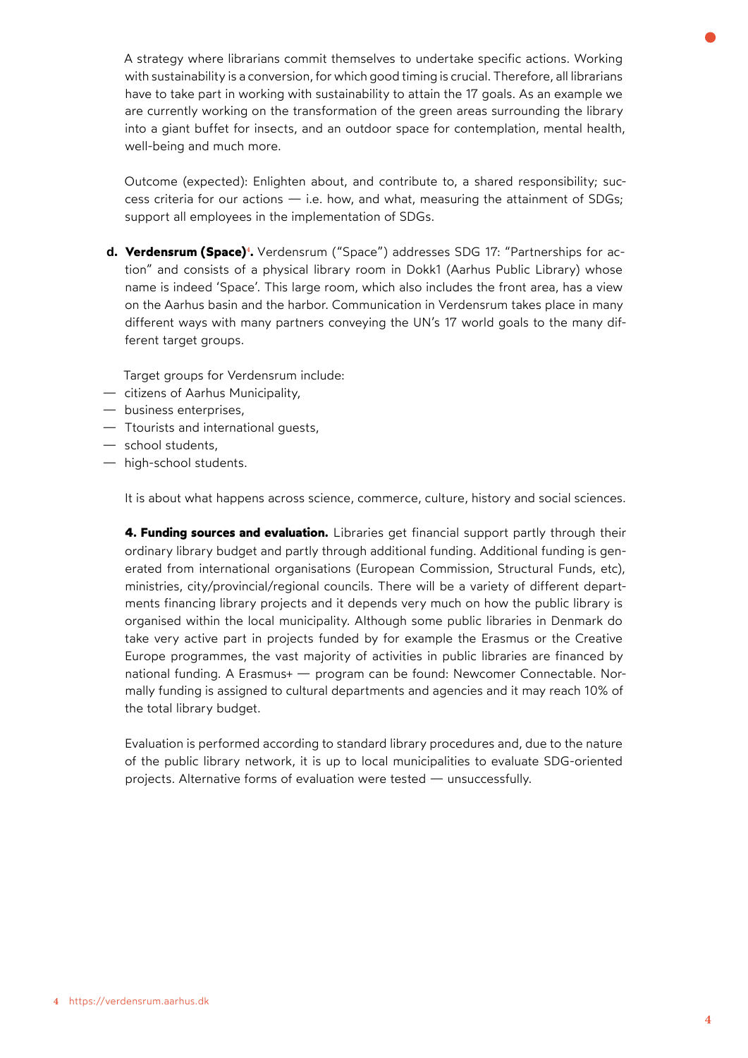A strategy where librarians commit themselves to undertake specific actions. Working with sustainability is a conversion, for which good timing is crucial. Therefore, all librarians have to take part in working with sustainability to attain the 17 goals. As an example we are currently working on the transformation of the green areas surrounding the library into a giant buffet for insects, and an outdoor space for contemplation, mental health, well-being and much more.

Outcome (expected): Enlighten about, and contribute to, a shared responsibility; success criteria for our actions — i.e. how, and what, measuring the attainment of SDGs; support all employees in the implementation of SDGs.

d. **Verdensrum (Space)**[4]**.** Verdensrum ("Space") addresses SDG 17: "Partnerships for action" and consists of a physical library room in Dokk1 (Aarhus Public Library) whose name is indeed 'Space'. This large room, which also includes the front area, has a view on the Aarhus basin and the harbor. Communication in Verdensrum takes place in many different ways with many partners conveying the UN's 17 world goals to the many different target groups.

Target groups for Verdensrum include:

- citizens of Aarhus Municipality,
- business enterprises,
- Ttourists and international guests,
- school students,
- high-school students.

It is about what happens across science, commerce, culture, history and social sciences.

**4. Funding sources and evaluation.** Libraries get financial support partly through their ordinary library budget and partly through additional funding. Additional funding is generated from international organisations (European Commission, Structural Funds, etc), ministries, city/provincial/regional councils. There will be a variety of different departments financing library projects and it depends very much on how the public library is organised within the local municipality. Although some public libraries in Denmark do take very active part in projects funded by for example the Erasmus or the Creative Europe programmes, the vast majority of activities in public libraries are financed by national funding. A Erasmus+ — program can be found: Newcomer Connectable. Normally funding is assigned to cultural departments and agencies and it may reach 10% of the total library budget.

Evaluation is performed according to standard library procedures and, due to the nature of the public library network, it is up to local municipalities to evaluate SDG-oriented projects. Alternative forms of evaluation were tested — unsuccessfully.

4 https://verdensrum.aarhus.dk